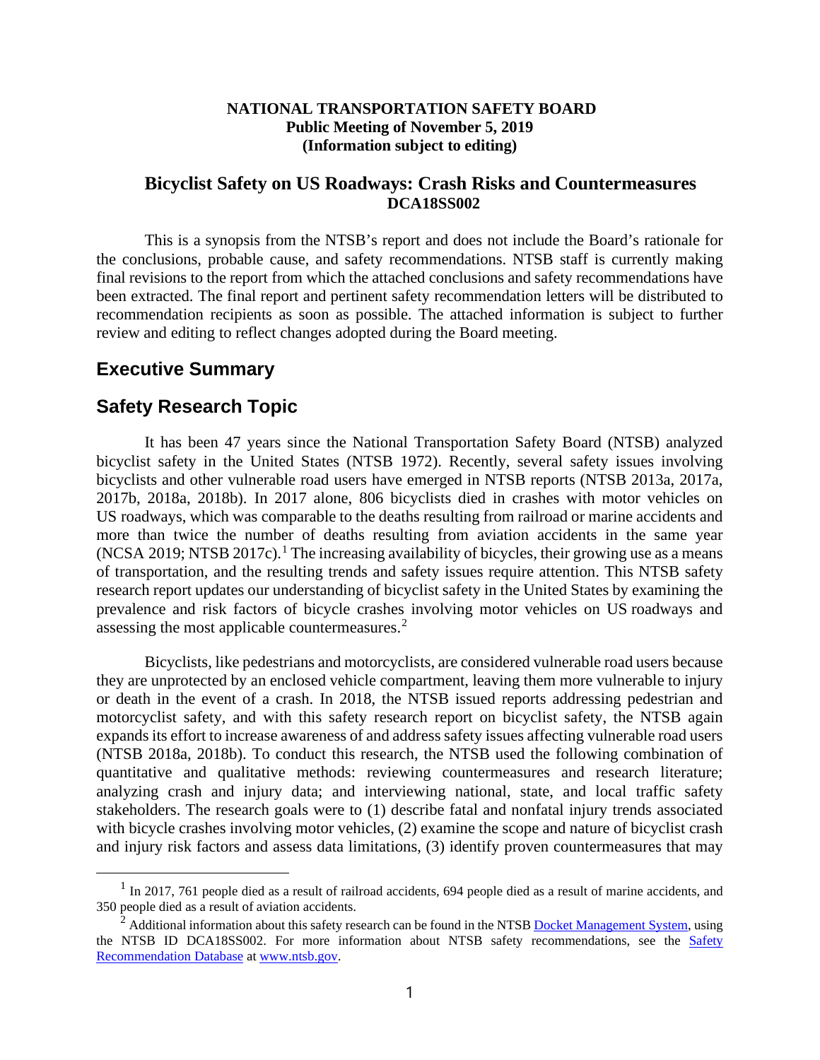**NATIONAL TRANSPORTATION SAFETY BOARD**
**Public Meeting of November 5, 2019**
**(Information subject to editing)**

# Bicyclist Safety on US Roadways: Crash Risks and Countermeasures
**DCA18SS002**

This is a synopsis from the NTSB's report and does not include the Board's rationale for the conclusions, probable cause, and safety recommendations. NTSB staff is currently making final revisions to the report from which the attached conclusions and safety recommendations have been extracted. The final report and pertinent safety recommendation letters will be distributed to recommendation recipients as soon as possible. The attached information is subject to further review and editing to reflect changes adopted during the Board meeting.

## Executive Summary

## Safety Research Topic

It has been 47 years since the National Transportation Safety Board (NTSB) analyzed bicyclist safety in the United States (NTSB 1972). Recently, several safety issues involving bicyclists and other vulnerable road users have emerged in NTSB reports (NTSB 2013a, 2017a, 2017b, 2018a, 2018b). In 2017 alone, 806 bicyclists died in crashes with motor vehicles on US roadways, which was comparable to the deaths resulting from railroad or marine accidents and more than twice the number of deaths resulting from aviation accidents in the same year (NCSA 2019; NTSB 2017c).[1] The increasing availability of bicycles, their growing use as a means of transportation, and the resulting trends and safety issues require attention. This NTSB safety research report updates our understanding of bicyclist safety in the United States by examining the prevalence and risk factors of bicycle crashes involving motor vehicles on US roadways and assessing the most applicable countermeasures.[2]

Bicyclists, like pedestrians and motorcyclists, are considered vulnerable road users because they are unprotected by an enclosed vehicle compartment, leaving them more vulnerable to injury or death in the event of a crash. In 2018, the NTSB issued reports addressing pedestrian and motorcyclist safety, and with this safety research report on bicyclist safety, the NTSB again expands its effort to increase awareness of and address safety issues affecting vulnerable road users (NTSB 2018a, 2018b). To conduct this research, the NTSB used the following combination of quantitative and qualitative methods: reviewing countermeasures and research literature; analyzing crash and injury data; and interviewing national, state, and local traffic safety stakeholders. The research goals were to (1) describe fatal and nonfatal injury trends associated with bicycle crashes involving motor vehicles, (2) examine the scope and nature of bicyclist crash and injury risk factors and assess data limitations, (3) identify proven countermeasures that may

---

[1] In 2017, 761 people died as a result of railroad accidents, 694 people died as a result of marine accidents, and 350 people died as a result of aviation accidents.

[2] Additional information about this safety research can be found in the NTSB Docket Management System, using the NTSB ID DCA18SS002. For more information about NTSB safety recommendations, see the Safety Recommendation Database at www.ntsb.gov.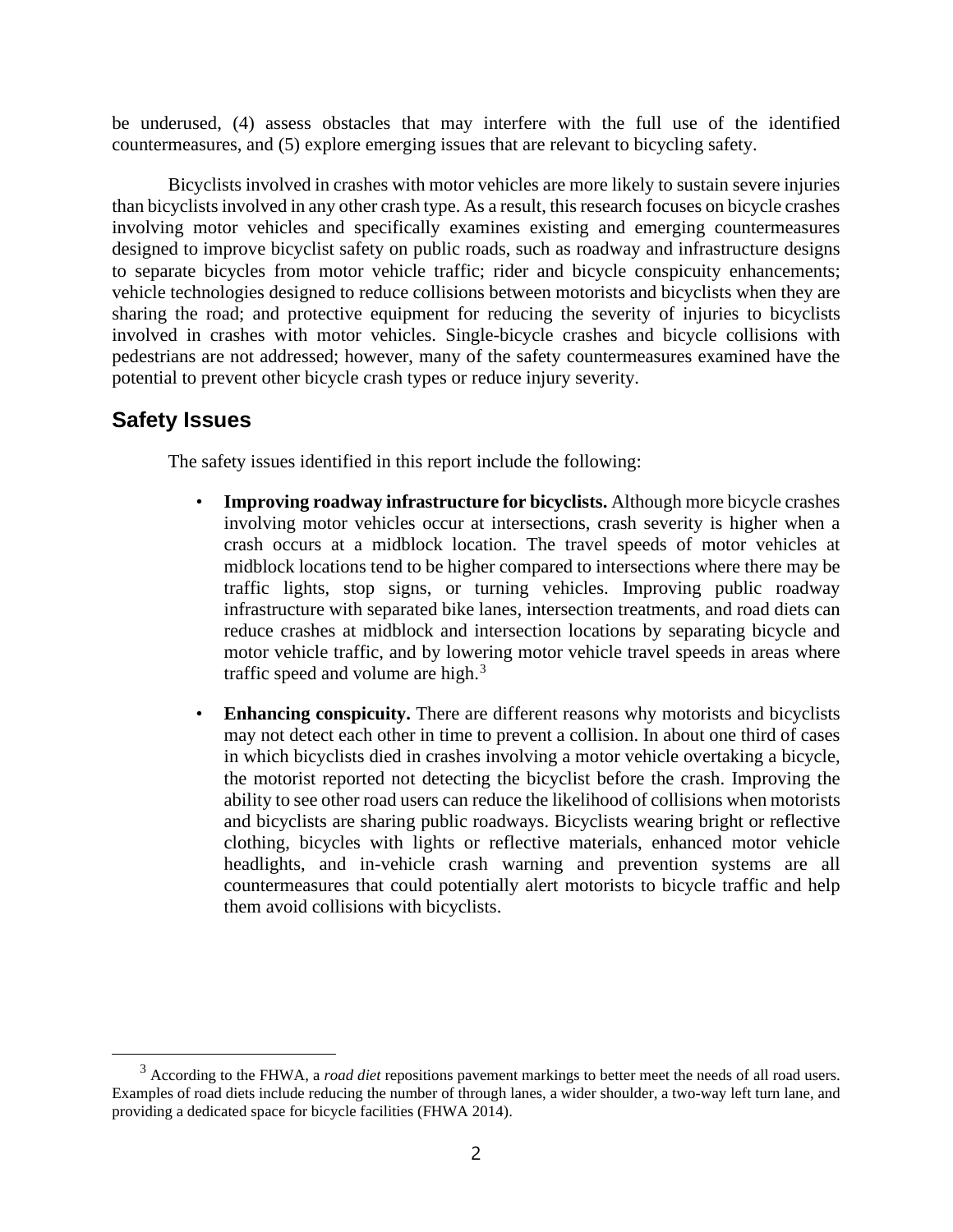be underused, (4) assess obstacles that may interfere with the full use of the identified countermeasures, and (5) explore emerging issues that are relevant to bicycling safety.

Bicyclists involved in crashes with motor vehicles are more likely to sustain severe injuries than bicyclists involved in any other crash type. As a result, this research focuses on bicycle crashes involving motor vehicles and specifically examines existing and emerging countermeasures designed to improve bicyclist safety on public roads, such as roadway and infrastructure designs to separate bicycles from motor vehicle traffic; rider and bicycle conspicuity enhancements; vehicle technologies designed to reduce collisions between motorists and bicyclists when they are sharing the road; and protective equipment for reducing the severity of injuries to bicyclists involved in crashes with motor vehicles. Single-bicycle crashes and bicycle collisions with pedestrians are not addressed; however, many of the safety countermeasures examined have the potential to prevent other bicycle crash types or reduce injury severity.

## Safety Issues

The safety issues identified in this report include the following:

- **Improving roadway infrastructure for bicyclists.** Although more bicycle crashes involving motor vehicles occur at intersections, crash severity is higher when a crash occurs at a midblock location. The travel speeds of motor vehicles at midblock locations tend to be higher compared to intersections where there may be traffic lights, stop signs, or turning vehicles. Improving public roadway infrastructure with separated bike lanes, intersection treatments, and road diets can reduce crashes at midblock and intersection locations by separating bicycle and motor vehicle traffic, and by lowering motor vehicle travel speeds in areas where traffic speed and volume are high.[3]

- **Enhancing conspicuity.** There are different reasons why motorists and bicyclists may not detect each other in time to prevent a collision. In about one third of cases in which bicyclists died in crashes involving a motor vehicle overtaking a bicycle, the motorist reported not detecting the bicyclist before the crash. Improving the ability to see other road users can reduce the likelihood of collisions when motorists and bicyclists are sharing public roadways. Bicyclists wearing bright or reflective clothing, bicycles with lights or reflective materials, enhanced motor vehicle headlights, and in-vehicle crash warning and prevention systems are all countermeasures that could potentially alert motorists to bicycle traffic and help them avoid collisions with bicyclists.

[3] According to the FHWA, a *road diet* repositions pavement markings to better meet the needs of all road users. Examples of road diets include reducing the number of through lanes, a wider shoulder, a two-way left turn lane, and providing a dedicated space for bicycle facilities (FHWA 2014).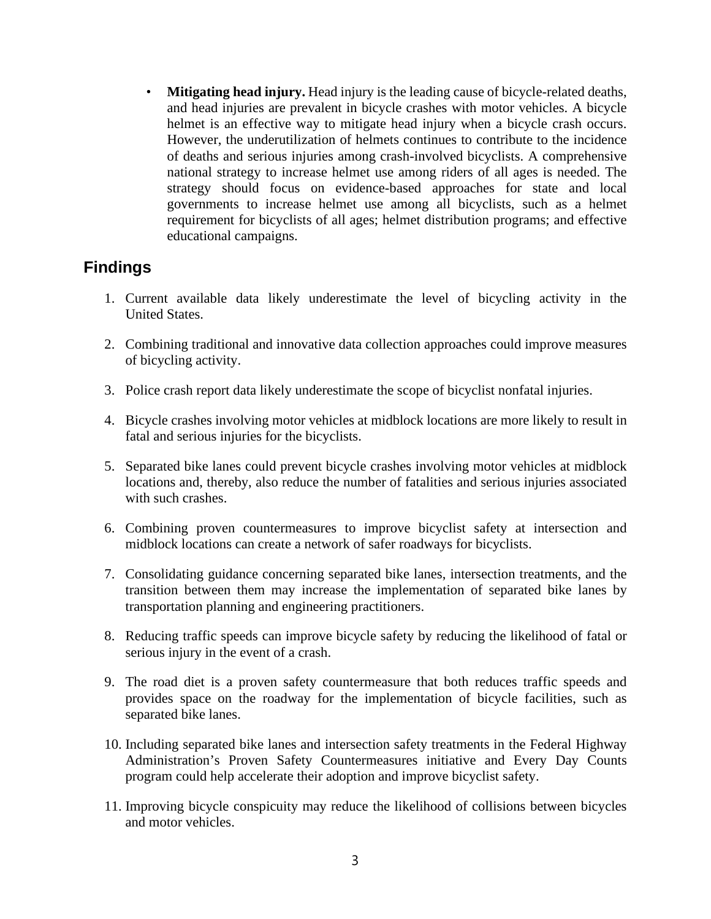- **Mitigating head injury.** Head injury is the leading cause of bicycle-related deaths, and head injuries are prevalent in bicycle crashes with motor vehicles. A bicycle helmet is an effective way to mitigate head injury when a bicycle crash occurs. However, the underutilization of helmets continues to contribute to the incidence of deaths and serious injuries among crash-involved bicyclists. A comprehensive national strategy to increase helmet use among riders of all ages is needed. The strategy should focus on evidence-based approaches for state and local governments to increase helmet use among all bicyclists, such as a helmet requirement for bicyclists of all ages; helmet distribution programs; and effective educational campaigns.

## Findings

1. Current available data likely underestimate the level of bicycling activity in the United States.

2. Combining traditional and innovative data collection approaches could improve measures of bicycling activity.

3. Police crash report data likely underestimate the scope of bicyclist nonfatal injuries.

4. Bicycle crashes involving motor vehicles at midblock locations are more likely to result in fatal and serious injuries for the bicyclists.

5. Separated bike lanes could prevent bicycle crashes involving motor vehicles at midblock locations and, thereby, also reduce the number of fatalities and serious injuries associated with such crashes.

6. Combining proven countermeasures to improve bicyclist safety at intersection and midblock locations can create a network of safer roadways for bicyclists.

7. Consolidating guidance concerning separated bike lanes, intersection treatments, and the transition between them may increase the implementation of separated bike lanes by transportation planning and engineering practitioners.

8. Reducing traffic speeds can improve bicycle safety by reducing the likelihood of fatal or serious injury in the event of a crash.

9. The road diet is a proven safety countermeasure that both reduces traffic speeds and provides space on the roadway for the implementation of bicycle facilities, such as separated bike lanes.

10. Including separated bike lanes and intersection safety treatments in the Federal Highway Administration's Proven Safety Countermeasures initiative and Every Day Counts program could help accelerate their adoption and improve bicyclist safety.

11. Improving bicycle conspicuity may reduce the likelihood of collisions between bicycles and motor vehicles.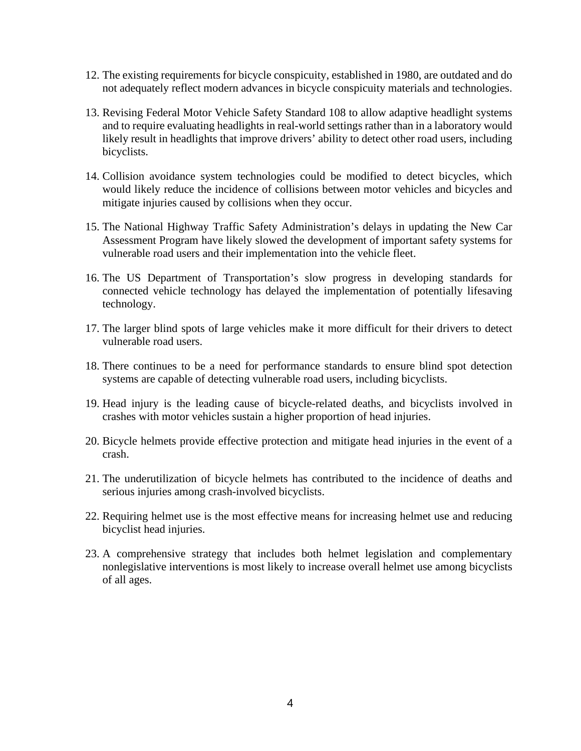12. The existing requirements for bicycle conspicuity, established in 1980, are outdated and do not adequately reflect modern advances in bicycle conspicuity materials and technologies.

13. Revising Federal Motor Vehicle Safety Standard 108 to allow adaptive headlight systems and to require evaluating headlights in real-world settings rather than in a laboratory would likely result in headlights that improve drivers' ability to detect other road users, including bicyclists.

14. Collision avoidance system technologies could be modified to detect bicycles, which would likely reduce the incidence of collisions between motor vehicles and bicycles and mitigate injuries caused by collisions when they occur.

15. The National Highway Traffic Safety Administration's delays in updating the New Car Assessment Program have likely slowed the development of important safety systems for vulnerable road users and their implementation into the vehicle fleet.

16. The US Department of Transportation's slow progress in developing standards for connected vehicle technology has delayed the implementation of potentially lifesaving technology.

17. The larger blind spots of large vehicles make it more difficult for their drivers to detect vulnerable road users.

18. There continues to be a need for performance standards to ensure blind spot detection systems are capable of detecting vulnerable road users, including bicyclists.

19. Head injury is the leading cause of bicycle-related deaths, and bicyclists involved in crashes with motor vehicles sustain a higher proportion of head injuries.

20. Bicycle helmets provide effective protection and mitigate head injuries in the event of a crash.

21. The underutilization of bicycle helmets has contributed to the incidence of deaths and serious injuries among crash-involved bicyclists.

22. Requiring helmet use is the most effective means for increasing helmet use and reducing bicyclist head injuries.

23. A comprehensive strategy that includes both helmet legislation and complementary nonlegislative interventions is most likely to increase overall helmet use among bicyclists of all ages.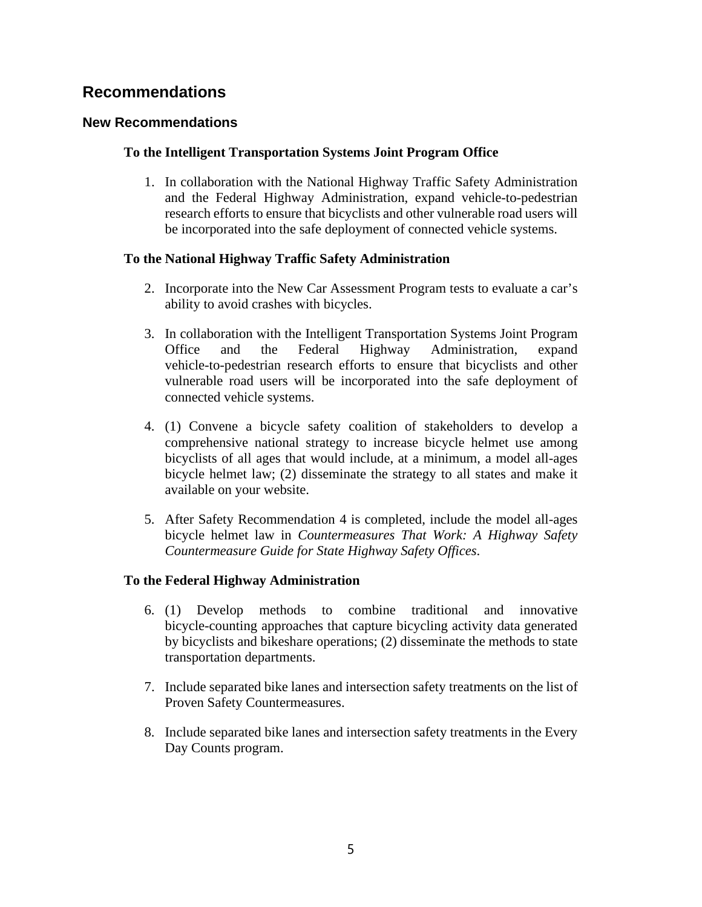## Recommendations

### New Recommendations

**To the Intelligent Transportation Systems Joint Program Office**

1. In collaboration with the National Highway Traffic Safety Administration and the Federal Highway Administration, expand vehicle-to-pedestrian research efforts to ensure that bicyclists and other vulnerable road users will be incorporated into the safe deployment of connected vehicle systems.

**To the National Highway Traffic Safety Administration**

2. Incorporate into the New Car Assessment Program tests to evaluate a car's ability to avoid crashes with bicycles.

3. In collaboration with the Intelligent Transportation Systems Joint Program Office and the Federal Highway Administration, expand vehicle-to-pedestrian research efforts to ensure that bicyclists and other vulnerable road users will be incorporated into the safe deployment of connected vehicle systems.

4. (1) Convene a bicycle safety coalition of stakeholders to develop a comprehensive national strategy to increase bicycle helmet use among bicyclists of all ages that would include, at a minimum, a model all-ages bicycle helmet law; (2) disseminate the strategy to all states and make it available on your website.

5. After Safety Recommendation 4 is completed, include the model all-ages bicycle helmet law in *Countermeasures That Work: A Highway Safety Countermeasure Guide for State Highway Safety Offices*.

**To the Federal Highway Administration**

6. (1) Develop methods to combine traditional and innovative bicycle-counting approaches that capture bicycling activity data generated by bicyclists and bikeshare operations; (2) disseminate the methods to state transportation departments.

7. Include separated bike lanes and intersection safety treatments on the list of Proven Safety Countermeasures.

8. Include separated bike lanes and intersection safety treatments in the Every Day Counts program.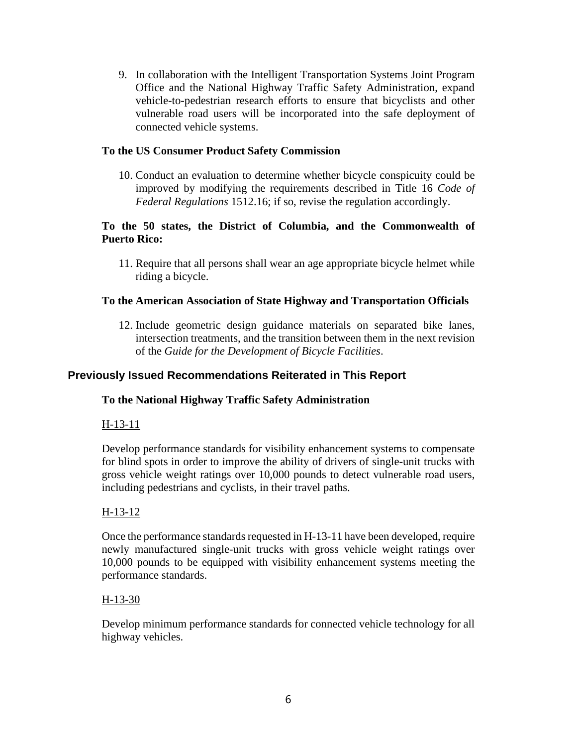9. In collaboration with the Intelligent Transportation Systems Joint Program Office and the National Highway Traffic Safety Administration, expand vehicle-to-pedestrian research efforts to ensure that bicyclists and other vulnerable road users will be incorporated into the safe deployment of connected vehicle systems.

**To the US Consumer Product Safety Commission**

10. Conduct an evaluation to determine whether bicycle conspicuity could be improved by modifying the requirements described in Title 16 *Code of Federal Regulations* 1512.16; if so, revise the regulation accordingly.

**To the 50 states, the District of Columbia, and the Commonwealth of Puerto Rico:**

11. Require that all persons shall wear an age appropriate bicycle helmet while riding a bicycle.

**To the American Association of State Highway and Transportation Officials**

12. Include geometric design guidance materials on separated bike lanes, intersection treatments, and the transition between them in the next revision of the *Guide for the Development of Bicycle Facilities*.

## Previously Issued Recommendations Reiterated in This Report

**To the National Highway Traffic Safety Administration**

H-13-11

Develop performance standards for visibility enhancement systems to compensate for blind spots in order to improve the ability of drivers of single-unit trucks with gross vehicle weight ratings over 10,000 pounds to detect vulnerable road users, including pedestrians and cyclists, in their travel paths.

H-13-12

Once the performance standards requested in H-13-11 have been developed, require newly manufactured single-unit trucks with gross vehicle weight ratings over 10,000 pounds to be equipped with visibility enhancement systems meeting the performance standards.

H-13-30

Develop minimum performance standards for connected vehicle technology for all highway vehicles.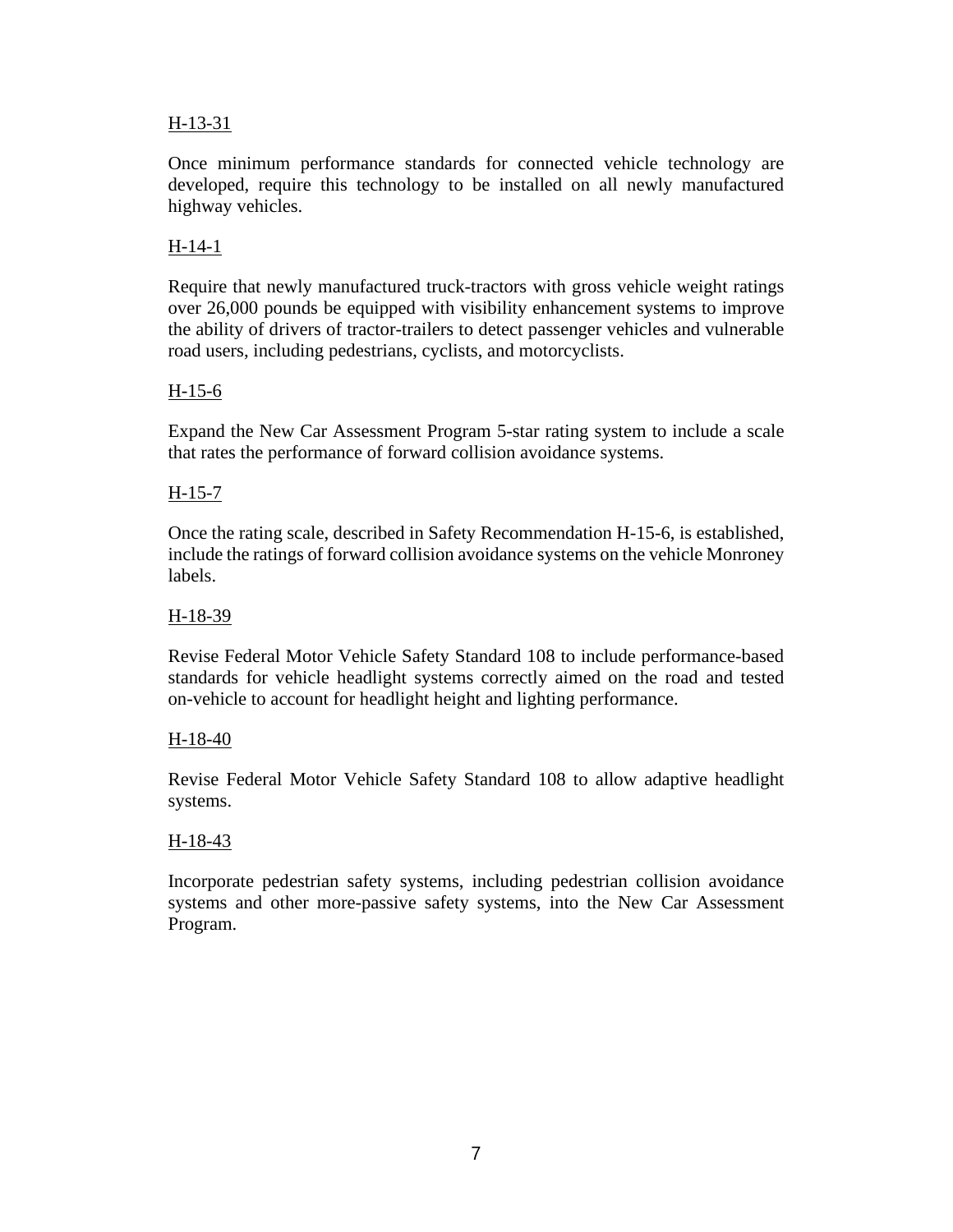H-13-31

Once minimum performance standards for connected vehicle technology are developed, require this technology to be installed on all newly manufactured highway vehicles.

H-14-1

Require that newly manufactured truck-tractors with gross vehicle weight ratings over 26,000 pounds be equipped with visibility enhancement systems to improve the ability of drivers of tractor-trailers to detect passenger vehicles and vulnerable road users, including pedestrians, cyclists, and motorcyclists.

H-15-6

Expand the New Car Assessment Program 5-star rating system to include a scale that rates the performance of forward collision avoidance systems.

H-15-7

Once the rating scale, described in Safety Recommendation H-15-6, is established, include the ratings of forward collision avoidance systems on the vehicle Monroney labels.

H-18-39

Revise Federal Motor Vehicle Safety Standard 108 to include performance-based standards for vehicle headlight systems correctly aimed on the road and tested on-vehicle to account for headlight height and lighting performance.

H-18-40

Revise Federal Motor Vehicle Safety Standard 108 to allow adaptive headlight systems.

H-18-43

Incorporate pedestrian safety systems, including pedestrian collision avoidance systems and other more-passive safety systems, into the New Car Assessment Program.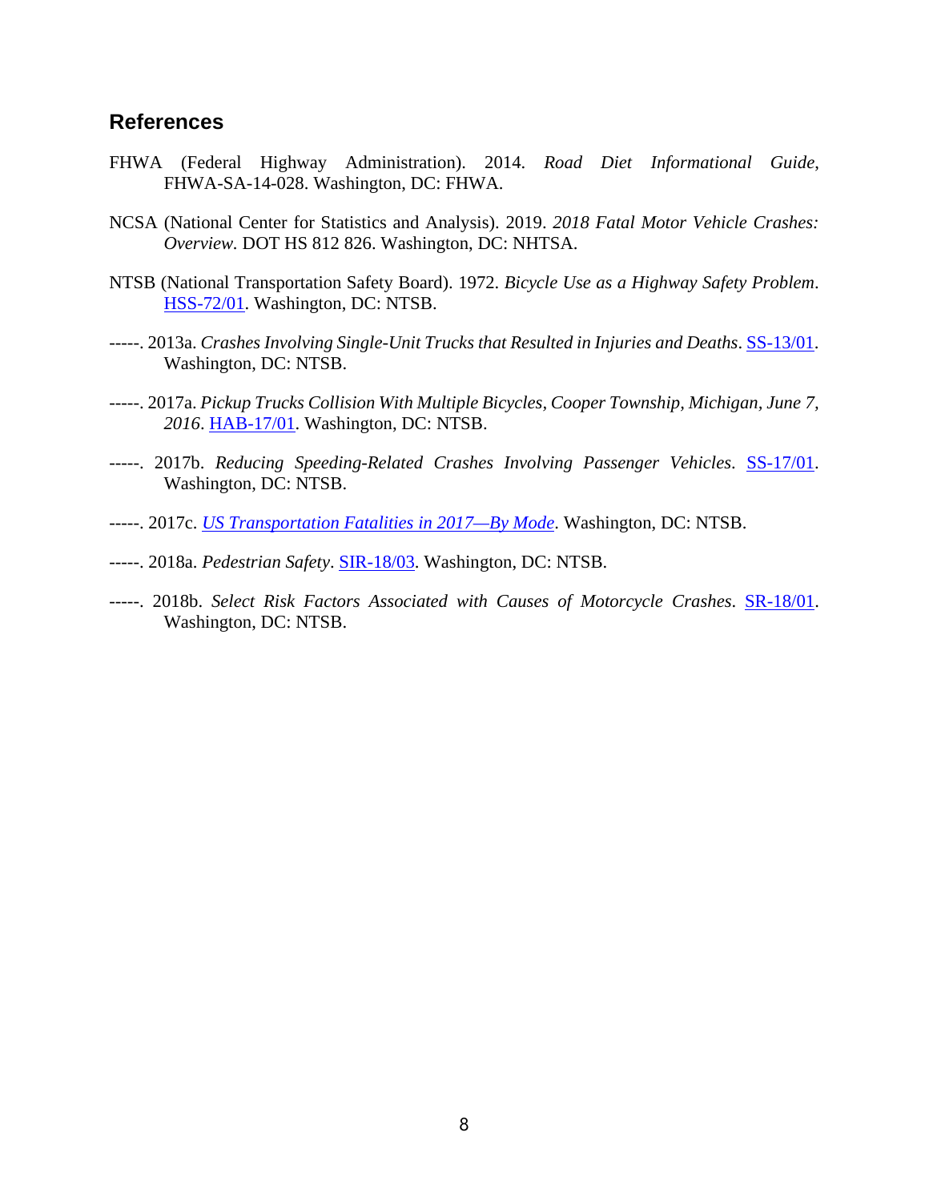## References

FHWA (Federal Highway Administration). 2014. *Road Diet Informational Guide*, FHWA-SA-14-028. Washington, DC: FHWA.

NCSA (National Center for Statistics and Analysis). 2019. *2018 Fatal Motor Vehicle Crashes: Overview*. DOT HS 812 826. Washington, DC: NHTSA.

NTSB (National Transportation Safety Board). 1972. *Bicycle Use as a Highway Safety Problem*. HSS-72/01. Washington, DC: NTSB.

-----. 2013a. *Crashes Involving Single-Unit Trucks that Resulted in Injuries and Deaths*. SS-13/01. Washington, DC: NTSB.

-----. 2017a. *Pickup Trucks Collision With Multiple Bicycles, Cooper Township, Michigan, June 7, 2016*. HAB-17/01. Washington, DC: NTSB.

-----. 2017b. *Reducing Speeding-Related Crashes Involving Passenger Vehicles*. SS-17/01. Washington, DC: NTSB.

-----. 2017c. *US Transportation Fatalities in 2017—By Mode*. Washington, DC: NTSB.

-----. 2018a. *Pedestrian Safety*. SIR-18/03. Washington, DC: NTSB.

-----. 2018b. *Select Risk Factors Associated with Causes of Motorcycle Crashes*. SR-18/01. Washington, DC: NTSB.